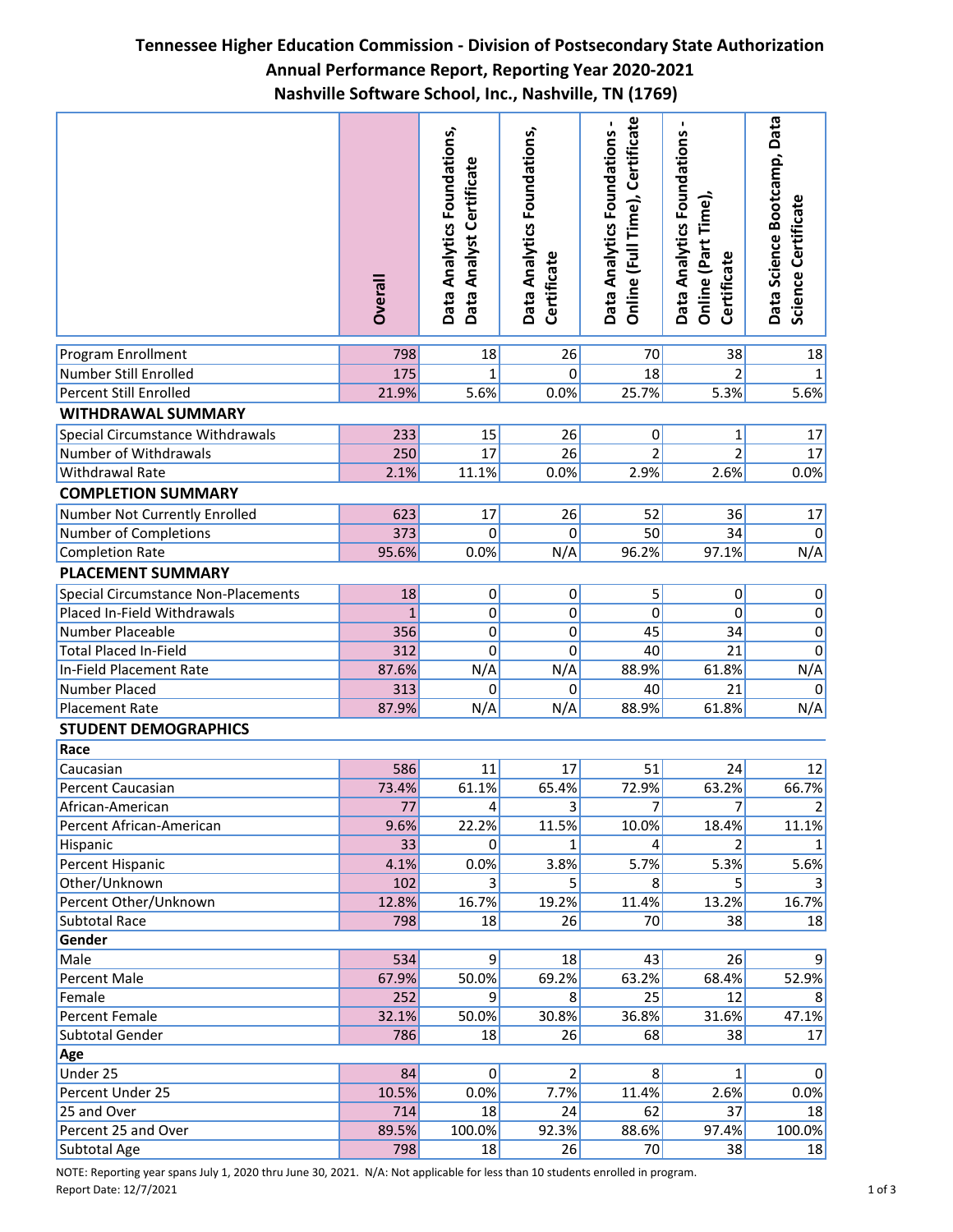# Tennessee Higher Education Commission - Division of Postsecondary State Authorization
## Annual Performance Report, Reporting Year 2020-2021
## Nashville Software School, Inc., Nashville, TN (1769)

| | Overall | Data Analytics Foundations, Data Analyst Certificate | Data Analytics Foundations, Certificate | Data Analytics Foundations - Online (Full Time), Certificate | Data Analytics Foundations - Online (Part Time), Certificate | Data Science Bootcamp, Data Science Certificate |
|---|---|---|---|---|---|---|
| Program Enrollment | 798 | 18 | 26 | 70 | 38 | 18 |
| Number Still Enrolled | 175 | 1 | 0 | 18 | 2 | 1 |
| Percent Still Enrolled | 21.9% | 5.6% | 0.0% | 25.7% | 5.3% | 5.6% |
| **WITHDRAWAL SUMMARY** | | | | | | |
| Special Circumstance Withdrawals | 233 | 15 | 26 | 0 | 1 | 17 |
| Number of Withdrawals | 250 | 17 | 26 | 2 | 2 | 17 |
| Withdrawal Rate | 2.1% | 11.1% | 0.0% | 2.9% | 2.6% | 0.0% |
| **COMPLETION SUMMARY** | | | | | | |
| Number Not Currently Enrolled | 623 | 17 | 26 | 52 | 36 | 17 |
| Number of Completions | 373 | 0 | 0 | 50 | 34 | 0 |
| Completion Rate | 95.6% | 0.0% | N/A | 96.2% | 97.1% | N/A |
| **PLACEMENT SUMMARY** | | | | | | |
| Special Circumstance Non-Placements | 18 | 0 | 0 | 5 | 0 | 0 |
| Placed In-Field Withdrawals | 1 | 0 | 0 | 0 | 0 | 0 |
| Number Placeable | 356 | 0 | 0 | 45 | 34 | 0 |
| Total Placed In-Field | 312 | 0 | 0 | 40 | 21 | 0 |
| In-Field Placement Rate | 87.6% | N/A | N/A | 88.9% | 61.8% | N/A |
| Number Placed | 313 | 0 | 0 | 40 | 21 | 0 |
| Placement Rate | 87.9% | N/A | N/A | 88.9% | 61.8% | N/A |
| **STUDENT DEMOGRAPHICS** | | | | | | |
| **Race** | | | | | | |
| Caucasian | 586 | 11 | 17 | 51 | 24 | 12 |
| Percent Caucasian | 73.4% | 61.1% | 65.4% | 72.9% | 63.2% | 66.7% |
| African-American | 77 | 4 | 3 | 7 | 7 | 2 |
| Percent African-American | 9.6% | 22.2% | 11.5% | 10.0% | 18.4% | 11.1% |
| Hispanic | 33 | 0 | 1 | 4 | 2 | 1 |
| Percent Hispanic | 4.1% | 0.0% | 3.8% | 5.7% | 5.3% | 5.6% |
| Other/Unknown | 102 | 3 | 5 | 8 | 5 | 3 |
| Percent Other/Unknown | 12.8% | 16.7% | 19.2% | 11.4% | 13.2% | 16.7% |
| Subtotal Race | 798 | 18 | 26 | 70 | 38 | 18 |
| **Gender** | | | | | | |
| Male | 534 | 9 | 18 | 43 | 26 | 9 |
| Percent Male | 67.9% | 50.0% | 69.2% | 63.2% | 68.4% | 52.9% |
| Female | 252 | 9 | 8 | 25 | 12 | 8 |
| Percent Female | 32.1% | 50.0% | 30.8% | 36.8% | 31.6% | 47.1% |
| Subtotal Gender | 786 | 18 | 26 | 68 | 38 | 17 |
| **Age** | | | | | | |
| Under 25 | 84 | 0 | 2 | 8 | 1 | 0 |
| Percent Under 25 | 10.5% | 0.0% | 7.7% | 11.4% | 2.6% | 0.0% |
| 25 and Over | 714 | 18 | 24 | 62 | 37 | 18 |
| Percent 25 and Over | 89.5% | 100.0% | 92.3% | 88.6% | 97.4% | 100.0% |
| Subtotal Age | 798 | 18 | 26 | 70 | 38 | 18 |

NOTE: Reporting year spans July 1, 2020 thru June 30, 2021. N/A: Not applicable for less than 10 students enrolled in program.

Report Date: 12/7/2021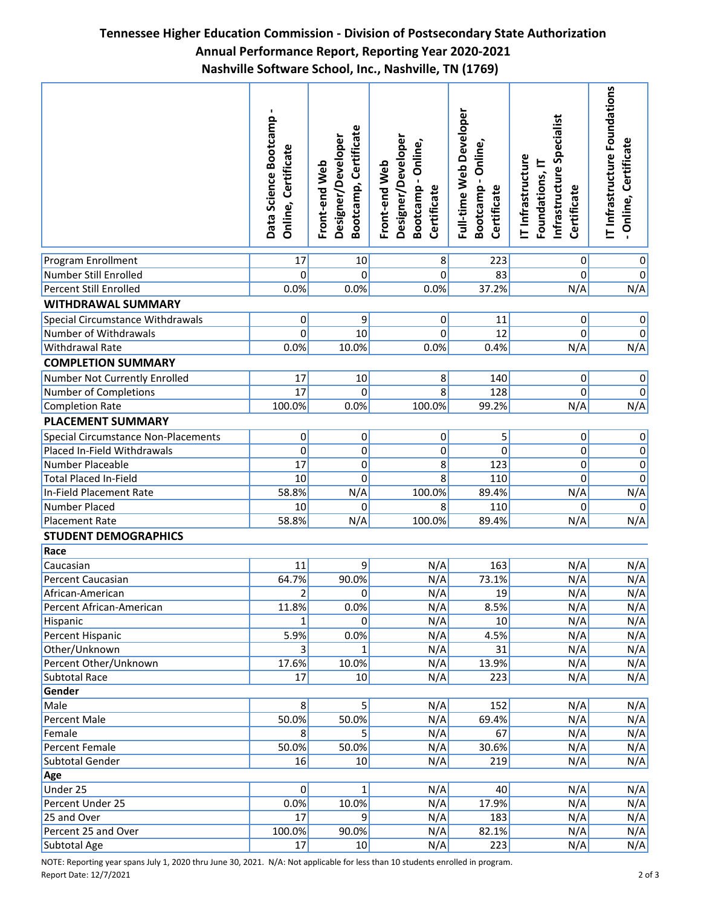# Tennessee Higher Education Commission - Division of Postsecondary State Authorization
## Annual Performance Report, Reporting Year 2020-2021
## Nashville Software School, Inc., Nashville, TN (1769)

| | Data Science Bootcamp - Online, Certificate | Front-end Web Designer/Developer Bootcamp, Certificate | Front-end Web Designer/Developer Bootcamp - Online, Certificate | Full-time Web Developer Bootcamp - Online, Certificate | IT Infrastructure Foundations, IT Infrastructure Specialist Certificate | IT Infrastructure Foundations - Online, Certificate |
|---|---|---|---|---|---|---|
| Program Enrollment | 17 | 10 | 8 | 223 | 0 | 0 |
| Number Still Enrolled | 0 | 0 | 0 | 83 | 0 | 0 |
| Percent Still Enrolled | 0.0% | 0.0% | 0.0% | 37.2% | N/A | N/A |
| **WITHDRAWAL SUMMARY** | | | | | | |
| Special Circumstance Withdrawals | 0 | 9 | 0 | 11 | 0 | 0 |
| Number of Withdrawals | 0 | 10 | 0 | 12 | 0 | 0 |
| Withdrawal Rate | 0.0% | 10.0% | 0.0% | 0.4% | N/A | N/A |
| **COMPLETION SUMMARY** | | | | | | |
| Number Not Currently Enrolled | 17 | 10 | 8 | 140 | 0 | 0 |
| Number of Completions | 17 | 0 | 8 | 128 | 0 | 0 |
| Completion Rate | 100.0% | 0.0% | 100.0% | 99.2% | N/A | N/A |
| **PLACEMENT SUMMARY** | | | | | | |
| Special Circumstance Non-Placements | 0 | 0 | 0 | 5 | 0 | 0 |
| Placed In-Field Withdrawals | 0 | 0 | 0 | 0 | 0 | 0 |
| Number Placeable | 17 | 0 | 8 | 123 | 0 | 0 |
| Total Placed In-Field | 10 | 0 | 8 | 110 | 0 | 0 |
| In-Field Placement Rate | 58.8% | N/A | 100.0% | 89.4% | N/A | N/A |
| Number Placed | 10 | 0 | 8 | 110 | 0 | 0 |
| Placement Rate | 58.8% | N/A | 100.0% | 89.4% | N/A | N/A |
| **STUDENT DEMOGRAPHICS** | | | | | | |
| **Race** | | | | | | |
| Caucasian | 11 | 9 | N/A | 163 | N/A | N/A |
| Percent Caucasian | 64.7% | 90.0% | N/A | 73.1% | N/A | N/A |
| African-American | 2 | 0 | N/A | 19 | N/A | N/A |
| Percent African-American | 11.8% | 0.0% | N/A | 8.5% | N/A | N/A |
| Hispanic | 1 | 0 | N/A | 10 | N/A | N/A |
| Percent Hispanic | 5.9% | 0.0% | N/A | 4.5% | N/A | N/A |
| Other/Unknown | 3 | 1 | N/A | 31 | N/A | N/A |
| Percent Other/Unknown | 17.6% | 10.0% | N/A | 13.9% | N/A | N/A |
| Subtotal Race | 17 | 10 | N/A | 223 | N/A | N/A |
| **Gender** | | | | | | |
| Male | 8 | 5 | N/A | 152 | N/A | N/A |
| Percent Male | 50.0% | 50.0% | N/A | 69.4% | N/A | N/A |
| Female | 8 | 5 | N/A | 67 | N/A | N/A |
| Percent Female | 50.0% | 50.0% | N/A | 30.6% | N/A | N/A |
| Subtotal Gender | 16 | 10 | N/A | 219 | N/A | N/A |
| **Age** | | | | | | |
| Under 25 | 0 | 1 | N/A | 40 | N/A | N/A |
| Percent Under 25 | 0.0% | 10.0% | N/A | 17.9% | N/A | N/A |
| 25 and Over | 17 | 9 | N/A | 183 | N/A | N/A |
| Percent 25 and Over | 100.0% | 90.0% | N/A | 82.1% | N/A | N/A |
| Subtotal Age | 17 | 10 | N/A | 223 | N/A | N/A |

NOTE: Reporting year spans July 1, 2020 thru June 30, 2021. N/A: Not applicable for less than 10 students enrolled in program.

Report Date: 12/7/2021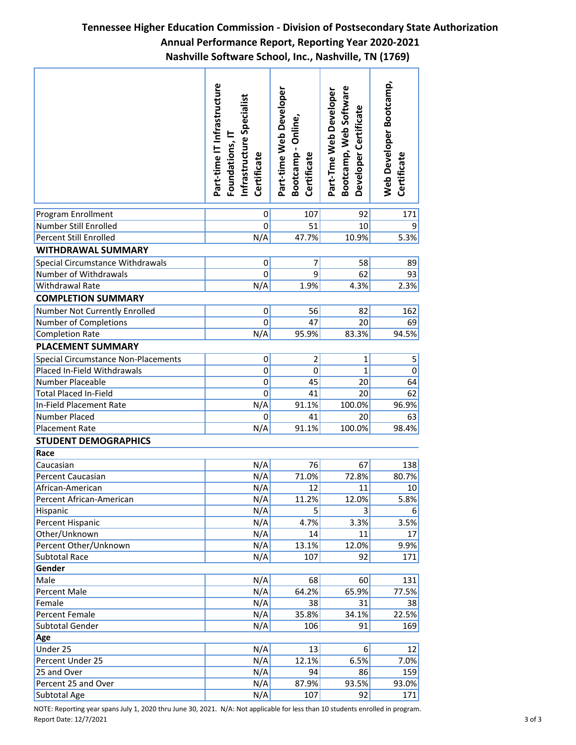# Tennessee Higher Education Commission - Division of Postsecondary State Authorization
## Annual Performance Report, Reporting Year 2020-2021
## Nashville Software School, Inc., Nashville, TN (1769)

| | Part-time IT Infrastructure Foundations, IT Infrastructure Specialist Certificate | Part-time Web Developer Bootcamp - Online, Certificate | Part-Tme Web Developer Bootcamp, Web Software Developer Certificate | Web Developer Bootcamp, Certificate |
|---|---|---|---|---|
| Program Enrollment | 0 | 107 | 92 | 171 |
| Number Still Enrolled | 0 | 51 | 10 | 9 |
| Percent Still Enrolled | N/A | 47.7% | 10.9% | 5.3% |
| **WITHDRAWAL SUMMARY** | | | | |
| Special Circumstance Withdrawals | 0 | 7 | 58 | 89 |
| Number of Withdrawals | 0 | 9 | 62 | 93 |
| Withdrawal Rate | N/A | 1.9% | 4.3% | 2.3% |
| **COMPLETION SUMMARY** | | | | |
| Number Not Currently Enrolled | 0 | 56 | 82 | 162 |
| Number of Completions | 0 | 47 | 20 | 69 |
| Completion Rate | N/A | 95.9% | 83.3% | 94.5% |
| **PLACEMENT SUMMARY** | | | | |
| Special Circumstance Non-Placements | 0 | 2 | 1 | 5 |
| Placed In-Field Withdrawals | 0 | 0 | 1 | 0 |
| Number Placeable | 0 | 45 | 20 | 64 |
| Total Placed In-Field | 0 | 41 | 20 | 62 |
| In-Field Placement Rate | N/A | 91.1% | 100.0% | 96.9% |
| Number Placed | 0 | 41 | 20 | 63 |
| Placement Rate | N/A | 91.1% | 100.0% | 98.4% |
| **STUDENT DEMOGRAPHICS** | | | | |
| **Race** | | | | |
| Caucasian | N/A | 76 | 67 | 138 |
| Percent Caucasian | N/A | 71.0% | 72.8% | 80.7% |
| African-American | N/A | 12 | 11 | 10 |
| Percent African-American | N/A | 11.2% | 12.0% | 5.8% |
| Hispanic | N/A | 5 | 3 | 6 |
| Percent Hispanic | N/A | 4.7% | 3.3% | 3.5% |
| Other/Unknown | N/A | 14 | 11 | 17 |
| Percent Other/Unknown | N/A | 13.1% | 12.0% | 9.9% |
| Subtotal Race | N/A | 107 | 92 | 171 |
| **Gender** | | | | |
| Male | N/A | 68 | 60 | 131 |
| Percent Male | N/A | 64.2% | 65.9% | 77.5% |
| Female | N/A | 38 | 31 | 38 |
| Percent Female | N/A | 35.8% | 34.1% | 22.5% |
| Subtotal Gender | N/A | 106 | 91 | 169 |
| **Age** | | | | |
| Under 25 | N/A | 13 | 6 | 12 |
| Percent Under 25 | N/A | 12.1% | 6.5% | 7.0% |
| 25 and Over | N/A | 94 | 86 | 159 |
| Percent 25 and Over | N/A | 87.9% | 93.5% | 93.0% |
| Subtotal Age | N/A | 107 | 92 | 171 |

NOTE: Reporting year spans July 1, 2020 thru June 30, 2021. N/A: Not applicable for less than 10 students enrolled in program.

Report Date: 12/7/2021